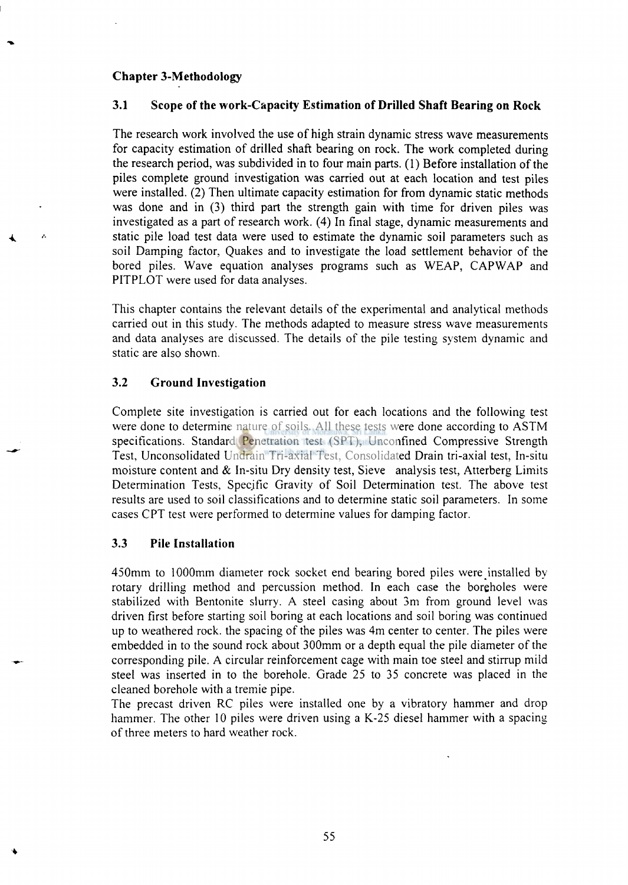# Chapter 3-Methodology

## 3.1 Scope of the work-Capacity Estimation of Drilled Shaft Bearing on Rock

The research work involved the use of high strain dynamic stress wave measurements for capacity estimation of drilled shaft bearing on rock. The work completed during the research period, was subdivided in to four main parts. (1) Before installation of the piles complete ground investigation was carried out at each location and test piles were installed. (2) Then ultimate capacity estimation for from dynamic static methods was done and in (3) third part the strength gain with time for driven piles was investigated as a part of research work. (4) In final stage, dynamic measurements and static pile load test data were used to estimate the dynamic soil parameters such as soil Damping factor, Quakes and to investigate the load settlement behavior of the bored piles. Wave equation analyses programs such as WEAP, CAPWAP and PITPLOT were used for data analyses.

This chapter contains the relevant details of the experimental and analytical methods carried out in this study. The methods adapted to measure stress wave measurements and data analyses are discussed. The details of the pile testing system dynamic and static are also shown.

## 3.2 Ground Investigation

Complete site investigation is carried out for each locations and the following test were done to determine nature of soils. All these tests were done according to ASTM specifications. Standard Penetration test (SPT), Unconfined Compressive Strength Test, Unconsolidated Undrain Tri-axial Test, Consolidated Drain tri-axial test, In-situ moisture content and & In-situ Dry density test, Sieve analysis test, Atterberg Limits Determination Tests, Specific Gravity of Soil Determination test. The above test results are used to soil classifications and to determine static soil parameters. In some cases CPT test were performed to determine values for damping factor.

## 3.3 Pile Installation

450mm to 1000mm diameter rock socket end bearing bored piles were installed by rotary drilling method and percussion method. In each case the boreholes were stabilized with Bentonite slurry. A steel casing about 3m from ground level was driven first before starting soil boring at each locations and soil boring was continued up to weathered rock. the spacing of the piles was 4m center to center. The piles were embedded in to the sound rock about 300mm or a depth equal the pile diameter of the corresponding pile. A circular reinforcement cage with main toe steel and stirrup mild steel was inserted in to the borehole. Grade 25 to 35 concrete was placed in the cleaned borehole with a tremie pipe.

The precast driven RC piles were installed one by a vibratory hammer and drop hammer. The other 10 piles were driven using a K-25 diesel hammer with a spacing of three meters to hard weather rock.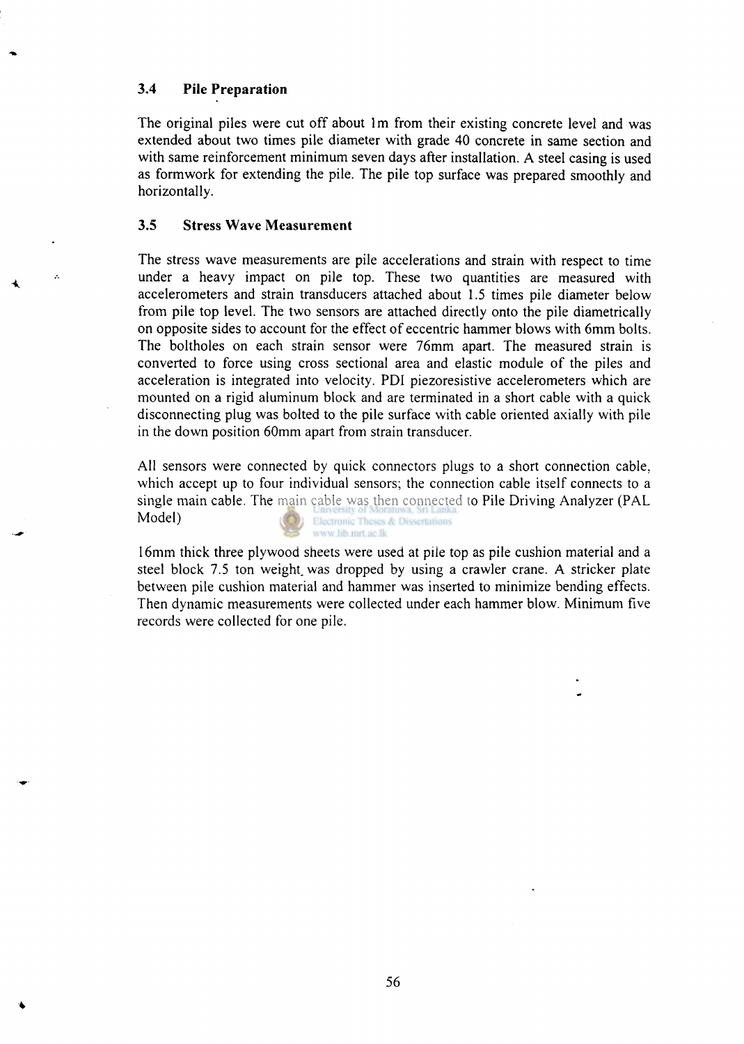### 3.4 Pile Preparation

The original piles were cut off about 1m from their existing concrete level and was extended about two times pile diameter with grade 40 concrete in same section and with same reinforcement minimum seven days after installation. A steel casing is used as formwork for extending the pile. The pile top surface was prepared smoothly and horizontally.

### 3.5 Stress Wave Measurement

The stress wave measurements are pile accelerations and strain with respect to time under a heavy impact on pile top. These two quantities are measured with accelerometers and strain transducers attached about 1.5 times pile diameter below from pile top level. The two sensors are attached directly onto the pile diametrically on opposite sides to account for the effect of eccentric hammer blows with 6mm bolts. The boltholes on each strain sensor were 76mm apart. The measured strain is converted to force using cross sectional area and elastic module of the piles and acceleration is integrated into velocity. PDI piezoresistive accelerometers which are mounted on a rigid aluminum block and are terminated in a short cable with a quick disconnecting plug was bolted to the pile surface with cable oriented axially with pile in the down position 60mm apart from strain transducer.

All sensors were connected by quick connectors plugs to a short connection cable, which accept up to four individual sensors; the connection cable itself connects to a single main cable. The main cable was then connected to Pile Driving Analyzer (PAL Model)

16mm thick three plywood sheets were used at pile top as pile cushion material and a steel block 7.5 ton weight was dropped by using a crawler crane. A stricker plate between pile cushion material and hammer was inserted to minimize bending effects. Then dynamic measurements were collected under each hammer blow. Minimum five records were collected for one pile.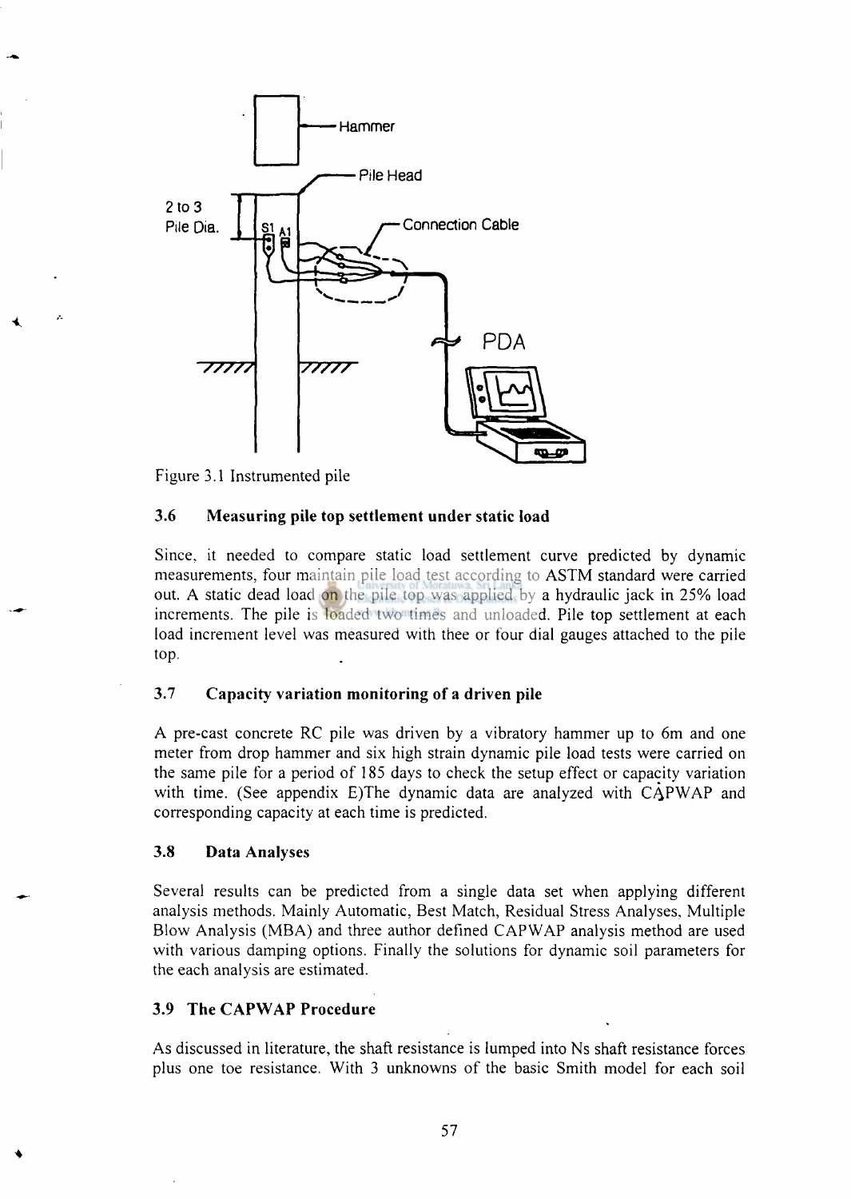Figure 3.1 Instrumented pile

### 3.6 Measuring pile top settlement under static load

Since, it needed to compare static load settlement curve predicted by dynamic measurements, four maintain pile load test according to ASTM standard were carried out. A static dead load on the pile top was applied by a hydraulic jack in 25% load increments. The pile is loaded two times and unloaded. Pile top settlement at each load increment level was measured with thee or four dial gauges attached to the pile top.

### 3.7 Capacity variation monitoring of a driven pile

A pre-cast concrete RC pile was driven by a vibratory hammer up to 6m and one meter from drop hammer and six high strain dynamic pile load tests were carried on the same pile for a period of 185 days to check the setup effect or capacity variation with time. (See appendix E)The dynamic data are analyzed with CAPWAP and corresponding capacity at each time is predicted.

### 3.8 Data Analyses

Several results can be predicted from a single data set when applying different analysis methods. Mainly Automatic, Best Match, Residual Stress Analyses, Multiple Blow Analysis (MBA) and three author defined CAPWAP analysis method are used with various damping options. Finally the solutions for dynamic soil parameters for the each analysis are estimated.

### 3.9 The CAPWAP Procedure

As discussed in literature, the shaft resistance is lumped into Ns shaft resistance forces plus one toe resistance. With 3 unknowns of the basic Smith model for each soil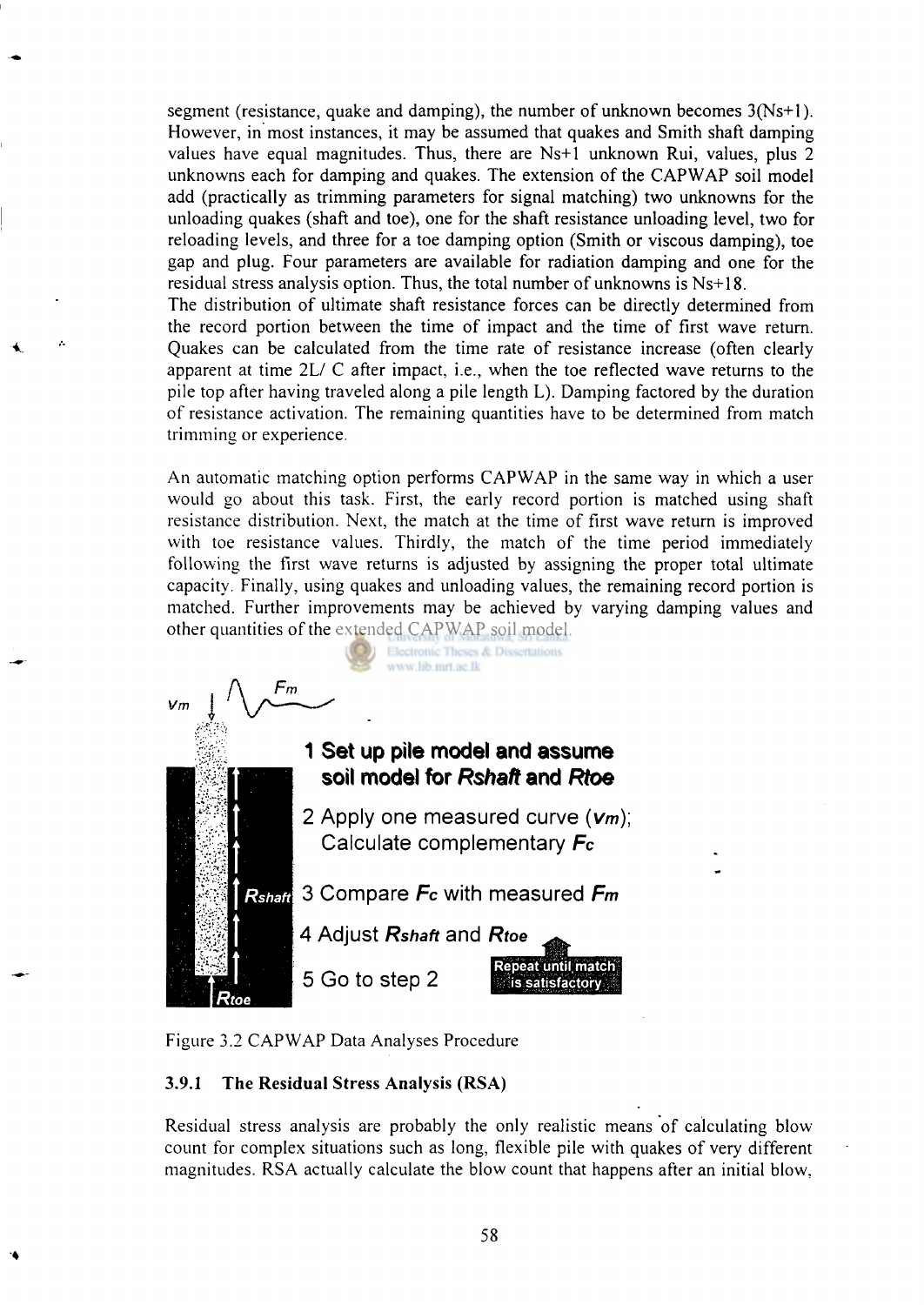segment (resistance, quake and damping), the number of unknown becomes 3(Ns+1). However, in most instances, it may be assumed that quakes and Smith shaft damping values have equal magnitudes. Thus, there are Ns+1 unknown Rui, values, plus 2 unknowns each for damping and quakes. The extension of the CAPWAP soil model add (practically as trimming parameters for signal matching) two unknowns for the unloading quakes (shaft and toe), one for the shaft resistance unloading level, two for reloading levels, and three for a toe damping option (Smith or viscous damping), toe gap and plug. Four parameters are available for radiation damping and one for the residual stress analysis option. Thus, the total number of unknowns is Ns+18.

The distribution of ultimate shaft resistance forces can be directly determined from the record portion between the time of impact and the time of first wave return. Quakes can be calculated from the time rate of resistance increase (often clearly apparent at time 2L/ C after impact, i.e., when the toe reflected wave returns to the pile top after having traveled along a pile length L). Damping factored by the duration of resistance activation. The remaining quantities have to be determined from match trimming or experience.

An automatic matching option performs CAPWAP in the same way in which a user would go about this task. First, the early record portion is matched using shaft resistance distribution. Next, the match at the time of first wave return is improved with toe resistance values. Thirdly, the match of the time period immediately following the first wave returns is adjusted by assigning the proper total ultimate capacity. Finally, using quakes and unloading values, the remaining record portion is matched. Further improvements may be achieved by varying damping values and other quantities of the extended CAPWAP soil model.

$v_m$ $F_m$

**1 Set up pile model and assume soil model for *Rshaft* and *Rtoe***

2 Apply one measured curve (***vm***); Calculate complementary ***Fc***

3 Compare ***Fc*** with measured ***Fm***

4 Adjust ***Rshaft*** and ***Rtoe***

5 Go to step 2

Repeat until match is satisfactory

*Rshaft*

*Rtoe*

Figure 3.2 CAPWAP Data Analyses Procedure

### 3.9.1 The Residual Stress Analysis (RSA)

Residual stress analysis are probably the only realistic means of calculating blow count for complex situations such as long, flexible pile with quakes of very different magnitudes. RSA actually calculate the blow count that happens after an initial blow,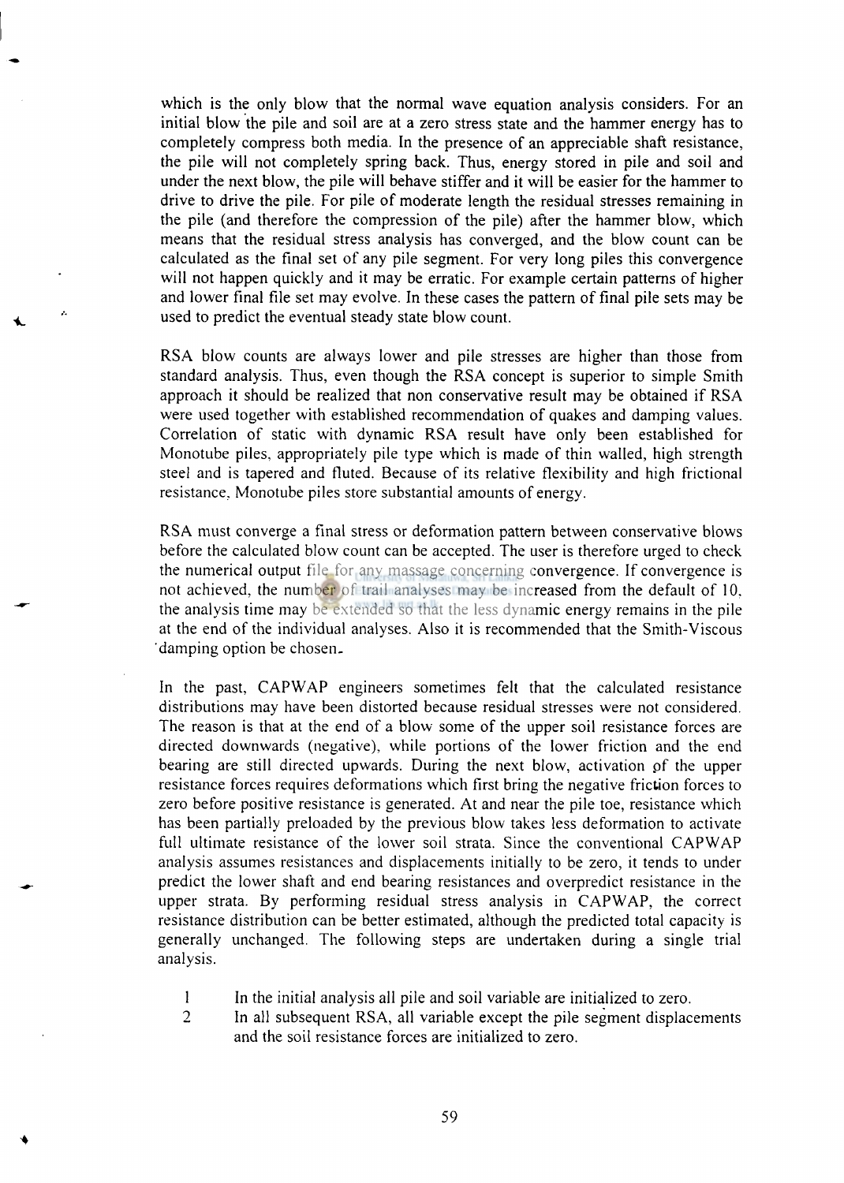which is the only blow that the normal wave equation analysis considers. For an initial blow the pile and soil are at a zero stress state and the hammer energy has to completely compress both media. In the presence of an appreciable shaft resistance, the pile will not completely spring back. Thus, energy stored in pile and soil and under the next blow, the pile will behave stiffer and it will be easier for the hammer to drive to drive the pile. For pile of moderate length the residual stresses remaining in the pile (and therefore the compression of the pile) after the hammer blow, which means that the residual stress analysis has converged, and the blow count can be calculated as the final set of any pile segment. For very long piles this convergence will not happen quickly and it may be erratic. For example certain patterns of higher and lower final file set may evolve. In these cases the pattern of final pile sets may be used to predict the eventual steady state blow count.

RSA blow counts are always lower and pile stresses are higher than those from standard analysis. Thus, even though the RSA concept is superior to simple Smith approach it should be realized that non conservative result may be obtained if RSA were used together with established recommendation of quakes and damping values. Correlation of static with dynamic RSA result have only been established for Monotube piles, appropriately pile type which is made of thin walled, high strength steel and is tapered and fluted. Because of its relative flexibility and high frictional resistance, Monotube piles store substantial amounts of energy.

RSA must converge a final stress or deformation pattern between conservative blows before the calculated blow count can be accepted. The user is therefore urged to check the numerical output file for any massage concerning convergence. If convergence is not achieved, the number of trail analyses may be increased from the default of 10, the analysis time may be extended so that the less dynamic energy remains in the pile at the end of the individual analyses. Also it is recommended that the Smith-Viscous damping option be chosen.

In the past, CAPWAP engineers sometimes felt that the calculated resistance distributions may have been distorted because residual stresses were not considered. The reason is that at the end of a blow some of the upper soil resistance forces are directed downwards (negative), while portions of the lower friction and the end bearing are still directed upwards. During the next blow, activation of the upper resistance forces requires deformations which first bring the negative friction forces to zero before positive resistance is generated. At and near the pile toe, resistance which has been partially preloaded by the previous blow takes less deformation to activate full ultimate resistance of the lower soil strata. Since the conventional CAPWAP analysis assumes resistances and displacements initially to be zero, it tends to under predict the lower shaft and end bearing resistances and overpredict resistance in the upper strata. By performing residual stress analysis in CAPWAP, the correct resistance distribution can be better estimated, although the predicted total capacity is generally unchanged. The following steps are undertaken during a single trial analysis.

1. In the initial analysis all pile and soil variable are initialized to zero.
2. In all subsequent RSA, all variable except the pile segment displacements and the soil resistance forces are initialized to zero.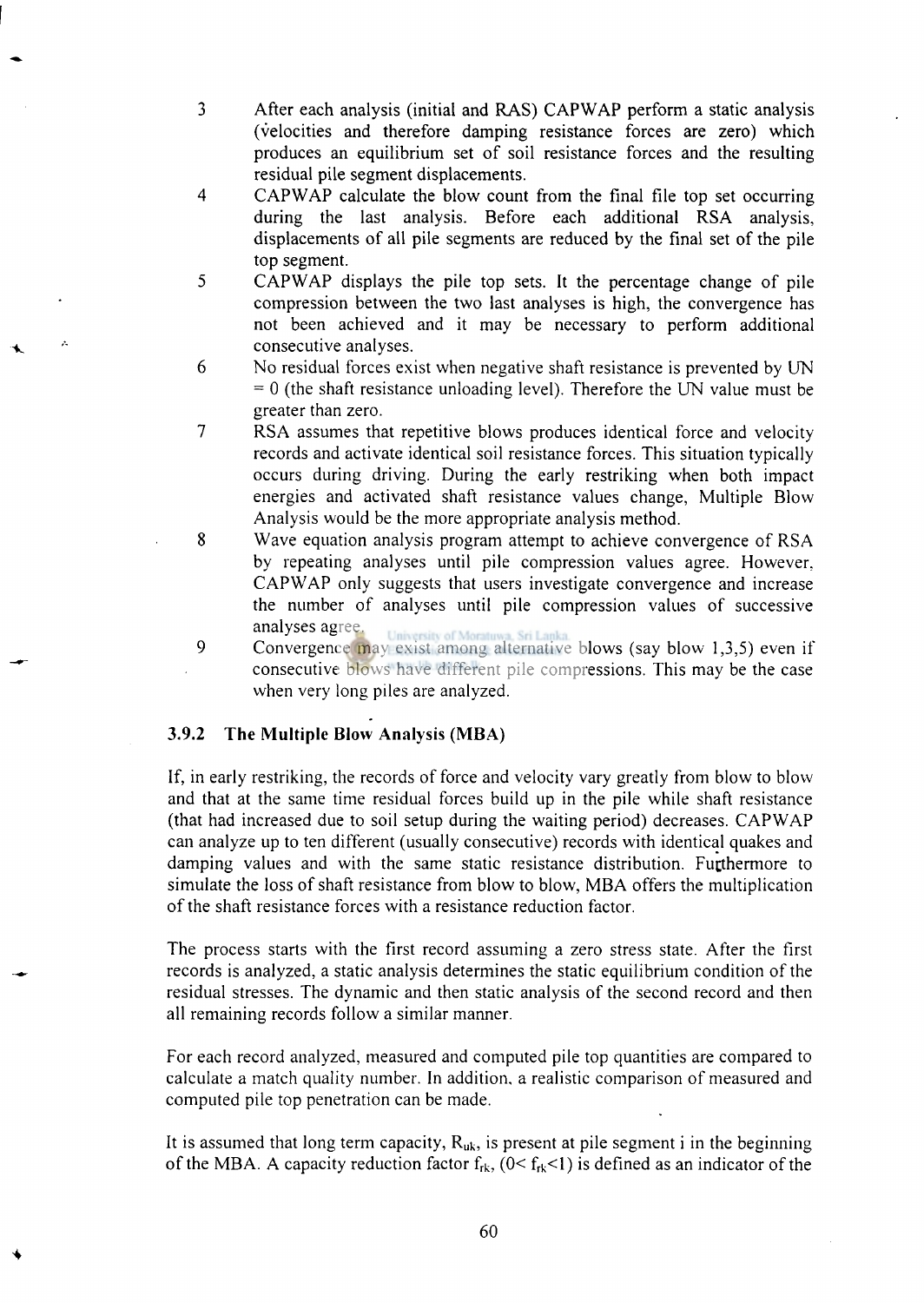3. After each analysis (initial and RAS) CAPWAP perform a static analysis (velocities and therefore damping resistance forces are zero) which produces an equilibrium set of soil resistance forces and the resulting residual pile segment displacements.
4. CAPWAP calculate the blow count from the final file top set occurring during the last analysis. Before each additional RSA analysis, displacements of all pile segments are reduced by the final set of the pile top segment.
5. CAPWAP displays the pile top sets. It the percentage change of pile compression between the two last analyses is high, the convergence has not been achieved and it may be necessary to perform additional consecutive analyses.
6. No residual forces exist when negative shaft resistance is prevented by UN = 0 (the shaft resistance unloading level). Therefore the UN value must be greater than zero.
7. RSA assumes that repetitive blows produces identical force and velocity records and activate identical soil resistance forces. This situation typically occurs during driving. During the early restriking when both impact energies and activated shaft resistance values change, Multiple Blow Analysis would be the more appropriate analysis method.
8. Wave equation analysis program attempt to achieve convergence of RSA by repeating analyses until pile compression values agree. However, CAPWAP only suggests that users investigate convergence and increase the number of analyses until pile compression values of successive analyses agree.
9. Convergence may exist among alternative blows (say blow 1,3,5) even if consecutive blows have different pile compressions. This may be the case when very long piles are analyzed.

### 3.9.2 The Multiple Blow Analysis (MBA)

If, in early restriking, the records of force and velocity vary greatly from blow to blow and that at the same time residual forces build up in the pile while shaft resistance (that had increased due to soil setup during the waiting period) decreases. CAPWAP can analyze up to ten different (usually consecutive) records with identical quakes and damping values and with the same static resistance distribution. Furthermore to simulate the loss of shaft resistance from blow to blow, MBA offers the multiplication of the shaft resistance forces with a resistance reduction factor.

The process starts with the first record assuming a zero stress state. After the first records is analyzed, a static analysis determines the static equilibrium condition of the residual stresses. The dynamic and then static analysis of the second record and then all remaining records follow a similar manner.

For each record analyzed, measured and computed pile top quantities are compared to calculate a match quality number. In addition, a realistic comparison of measured and computed pile top penetration can be made.

It is assumed that long term capacity, $R_{uk}$, is present at pile segment i in the beginning of the MBA. A capacity reduction factor $f_{rk}$, ($0< f_{rk}<1$) is defined as an indicator of the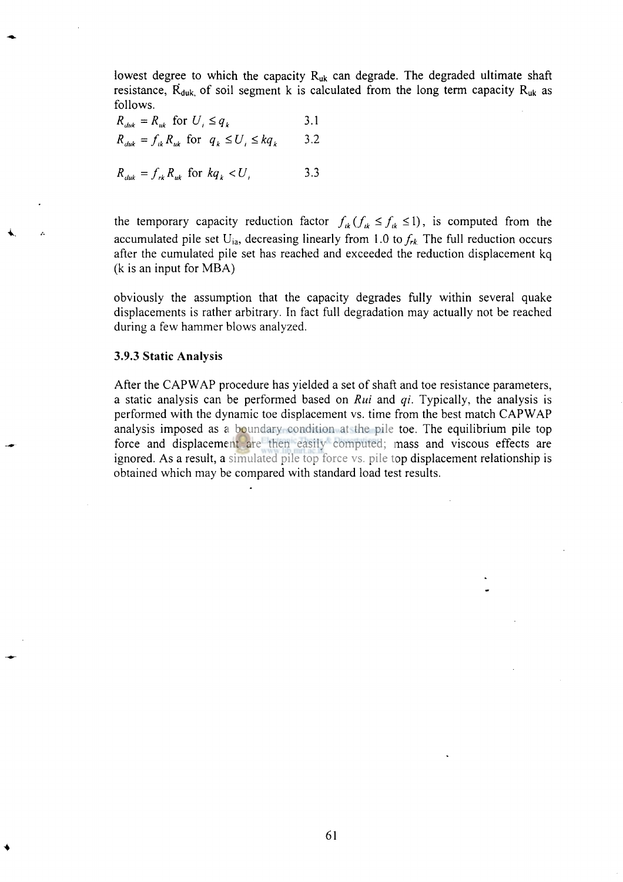lowest degree to which the capacity $R_{uk}$ can degrade. The degraded ultimate shaft resistance, $R_{duk}$, of soil segment k is calculated from the long term capacity $R_{uk}$ as follows.

$$R_{duk} = R_{uk} \text{ for } U_t \leq q_k \qquad 3.1$$

$$R_{duk} = f_{tk} R_{uk} \text{ for } q_k \leq U_t \leq kq_k \qquad 3.2$$

$$R_{duk} = f_{rk} R_{uk} \text{ for } kq_k < U_t \qquad 3.3$$

the temporary capacity reduction factor $f_{tk} (f_{rk} \leq f_{tk} \leq 1)$, is computed from the accumulated pile set $U_{ia}$, decreasing linearly from 1.0 to $f_{rk}$. The full reduction occurs after the cumulated pile set has reached and exceeded the reduction displacement kq (k is an input for MBA)

obviously the assumption that the capacity degrades fully within several quake displacements is rather arbitrary. In fact full degradation may actually not be reached during a few hammer blows analyzed.

### 3.9.3 Static Analysis

After the CAPWAP procedure has yielded a set of shaft and toe resistance parameters, a static analysis can be performed based on *Rui* and *qi*. Typically, the analysis is performed with the dynamic toe displacement vs. time from the best match CAPWAP analysis imposed as a boundary condition at the pile toe. The equilibrium pile top force and displacement are then easily computed; mass and viscous effects are ignored. As a result, a simulated pile top force vs. pile top displacement relationship is obtained which may be compared with standard load test results.